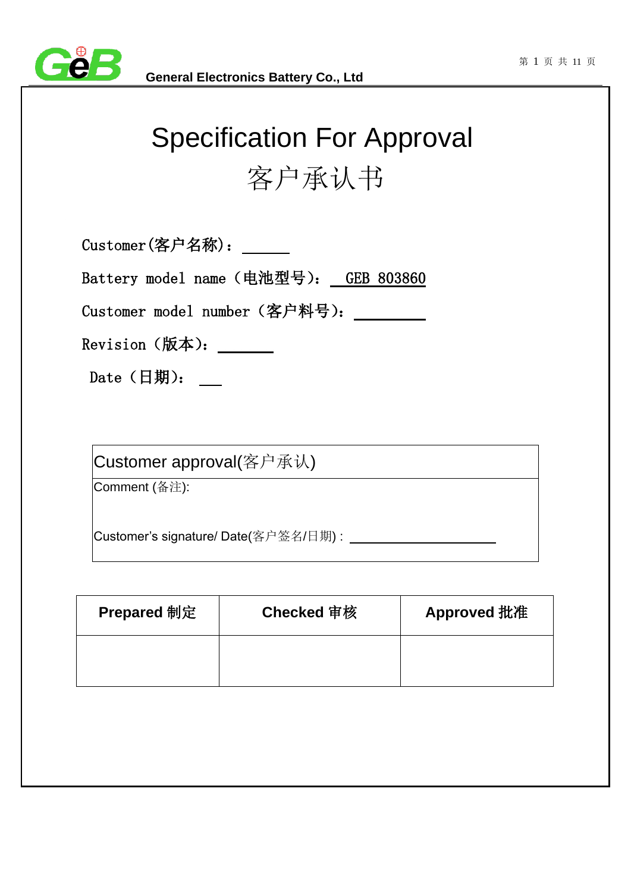General Electronics Battery Co., Ltd

# Specification For Approval

# 客户承认书

Customer(客户名称)： ______

Battery model name（电池型号）： GEB 803860

Customer model number（客户料号）： ________

Revision（版本）： _______

Date（日期）： ___

| Customer approval(客户承认) |
|---|
| Comment (备注):<br><br>Customer's signature/ Date(客户签名/日期) : ____________________ |

| Prepared 制定 | Checked 审核 | Approved 批准 |
|---|---|---|
| | | |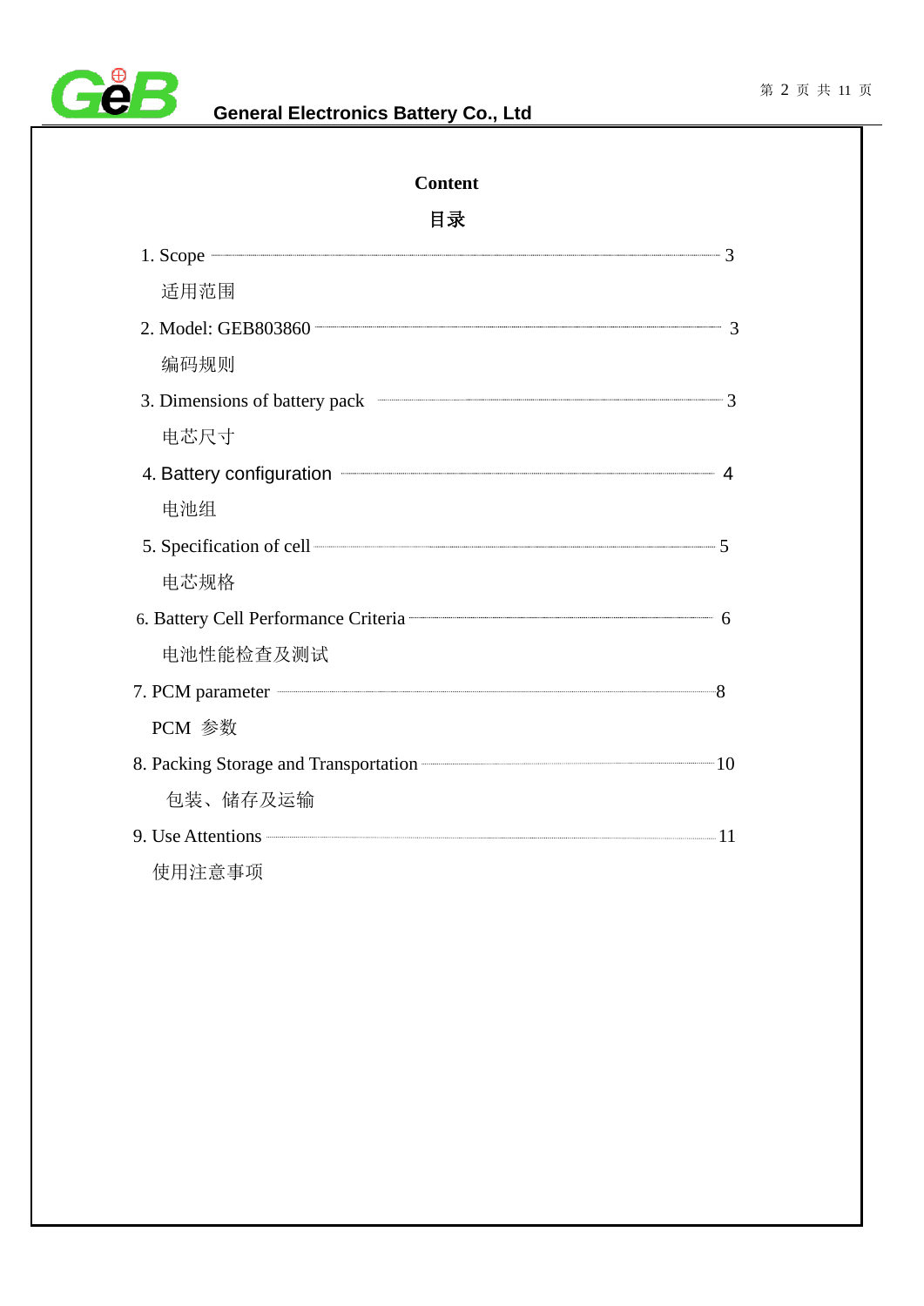**Content**

**目录**

1. Scope ........ 3
   适用范围
2. Model: GEB803860 ........ 3
   编码规则
3. Dimensions of battery pack ........ 3
   电芯尺寸
4. Battery configuration ........ 4
   电池组
5. Specification of cell ........ 5
   电芯规格
6. Battery Cell Performance Criteria ........ 6
   电池性能检查及测试
7. PCM parameter ........ 8
   PCM 参数
8. Packing Storage and Transportation ........ 10
   包装、储存及运输
9. Use Attentions ........ 11
   使用注意事项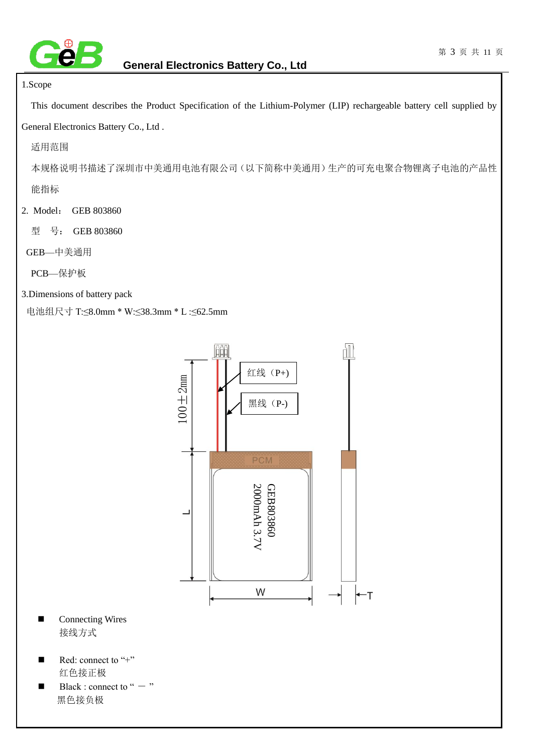1.Scope

This document describes the Product Specification of the Lithium-Polymer (LIP) rechargeable battery cell supplied by General Electronics Battery Co., Ltd .

适用范围

本规格说明书描述了深圳市中美通用电池有限公司（以下简称中美通用）生产的可充电聚合物锂离子电池的产品性能指标

2. Model： GEB 803860

型 号： GEB 803860

GEB—中美通用

PCB—保护板

3.Dimensions of battery pack

电池组尺寸 T:≤8.0mm * W:≤38.3mm * L :≤62.5mm

红线（P+）

黑线（P-）

100±2mm

PCM

GEB803860

2000mAh 3.7V

L

W

T

- Connecting Wires
  接线方式

- Red: connect to "+"
  红色接正极
- Black : connect to " — "
  黑色接负极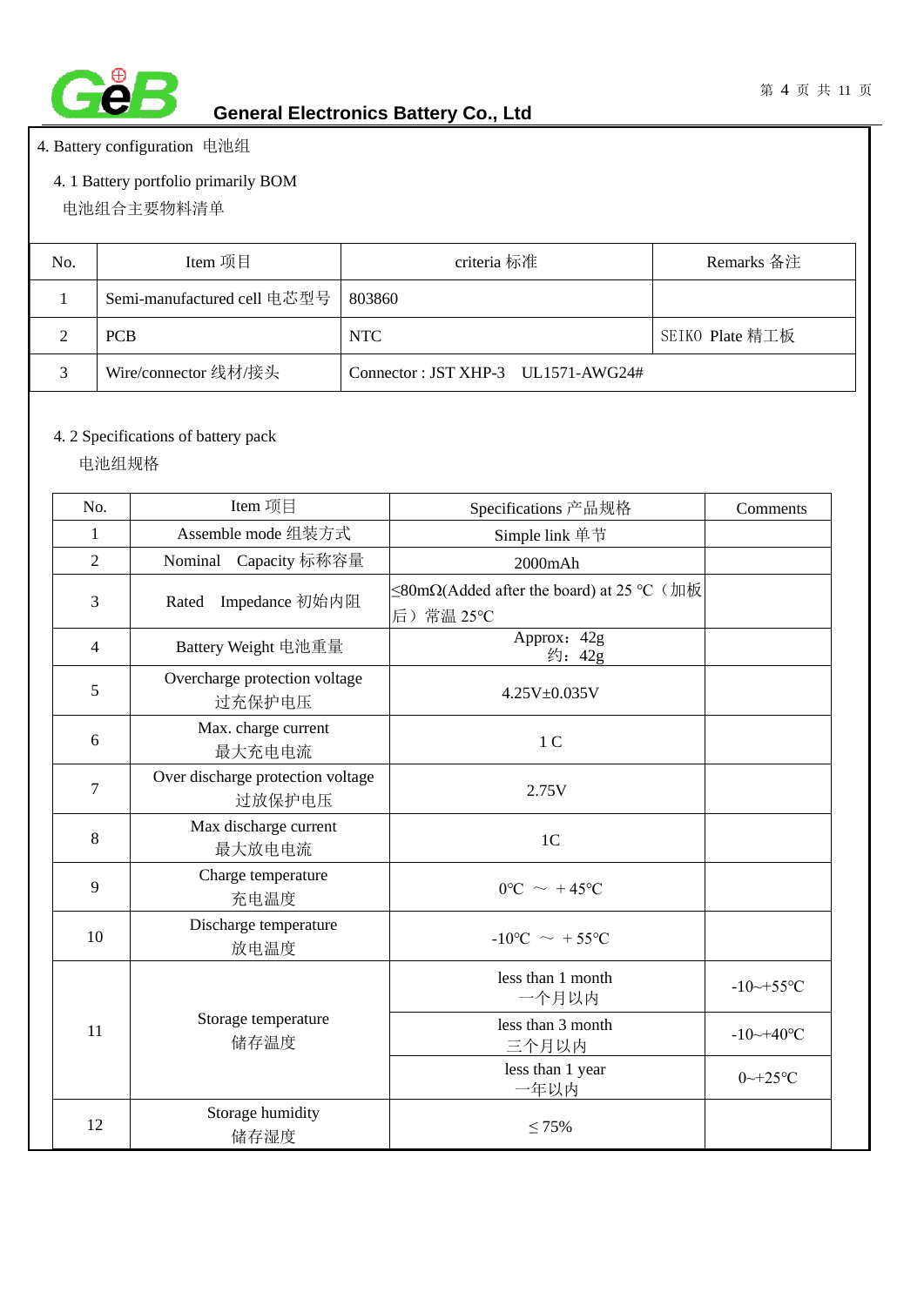## 4. Battery configuration 电池组

### 4. 1 Battery portfolio primarily BOM

电池组合主要物料清单

| No. | Item 项目 | criteria 标准 | Remarks 备注 |
|---|---|---|---|
| 1 | Semi-manufactured cell 电芯型号 | 803860 | |
| 2 | PCB | NTC | SEIKO Plate 精工板 |
| 3 | Wire/connector 线材/接头 | Connector : JST XHP-3 UL1571-AWG24# | |

### 4. 2 Specifications of battery pack

电池组规格

| No. | Item 项目 | | Specifications 产品规格 | Comments |
|---|---|---|---|---|
| 1 | Assemble mode 组装方式 | | Simple link 单节 | |
| 2 | Nominal Capacity 标称容量 | | 2000mAh | |
| 3 | Rated Impedance 初始内阻 | | ≤80mΩ(Added after the board) at 25 ℃（加板后）常温 25℃ | |
| 4 | Battery Weight 电池重量 | | Approx：42g 约：42g | |
| 5 | Overcharge protection voltage 过充保护电压 | | 4.25V±0.035V | |
| 6 | Max. charge current 最大充电电流 | | 1 C | |
| 7 | Over discharge protection voltage 过放保护电压 | | 2.75V | |
| 8 | Max discharge current 最大放电电流 | | 1C | |
| 9 | Charge temperature 充电温度 | | 0℃ ～ ＋45℃ | |
| 10 | Discharge temperature 放电温度 | | -10℃ ～ ＋55℃ | |
| 11 | Storage temperature 储存温度 | | less than 1 month 一个月以内 | -10~+55℃ |
| | | | less than 3 month 三个月以内 | -10~+40℃ |
| | | | less than 1 year 一年以内 | 0~+25℃ |
| 12 | Storage humidity 储存湿度 | | ≤75% | |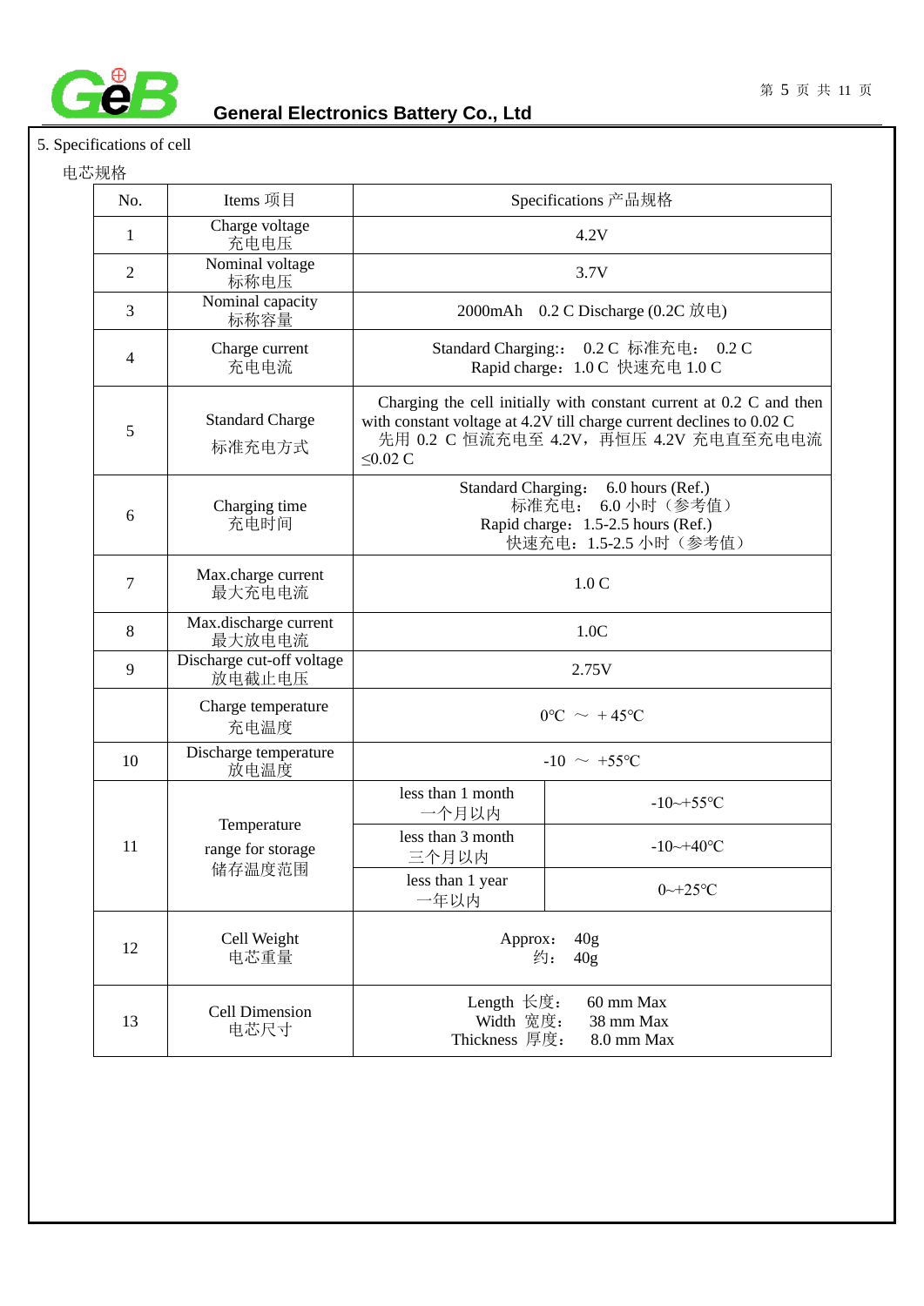5. Specifications of cell

电芯规格

| No. | Items 项目 | Specifications 产品规格 | |
|---|---|---|---|
| 1 | Charge voltage<br>充电电压 | 4.2V | |
| 2 | Nominal voltage<br>标称电压 | 3.7V | |
| 3 | Nominal capacity<br>标称容量 | 2000mAh 0.2 C Discharge (0.2C 放电) | |
| 4 | Charge current<br>充电电流 | Standard Charging:: 0.2 C 标准充电： 0.2 C<br>Rapid charge：1.0 C 快速充电 1.0 C | |
| 5 | Standard Charge<br>标准充电方式 | Charging the cell initially with constant current at 0.2 C and then with constant voltage at 4.2V till charge current declines to 0.02 C<br>先用 0.2 C 恒流充电至 4.2V，再恒压 4.2V 充电直至充电电流≤0.02 C | |
| 6 | Charging time<br>充电时间 | Standard Charging: 6.0 hours (Ref.)<br>标准充电： 6.0 小时（参考值）<br>Rapid charge：1.5-2.5 hours (Ref.)<br>快速充电：1.5-2.5 小时（参考值） | |
| 7 | Max.charge current<br>最大充电电流 | 1.0 C | |
| 8 | Max.discharge current<br>最大放电电流 | 1.0C | |
| 9 | Discharge cut-off voltage<br>放电截止电压 | 2.75V | |
| | Charge temperature<br>充电温度 | 0℃ ～ ＋45℃ | |
| 10 | Discharge temperature<br>放电温度 | -10 ～ +55℃ | |
| 11 | Temperature range for storage<br>储存温度范围 | less than 1 month<br>一个月以内 | -10~+55℃ |
| | | less than 3 month<br>三个月以内 | -10~+40℃ |
| | | less than 1 year<br>一年以内 | 0~+25℃ |
| 12 | Cell Weight<br>电芯重量 | Approx: 40g<br>约: 40g | |
| 13 | Cell Dimension<br>电芯尺寸 | Length 长度: 60 mm Max<br>Width 宽度: 38 mm Max<br>Thickness 厚度: 8.0 mm Max | |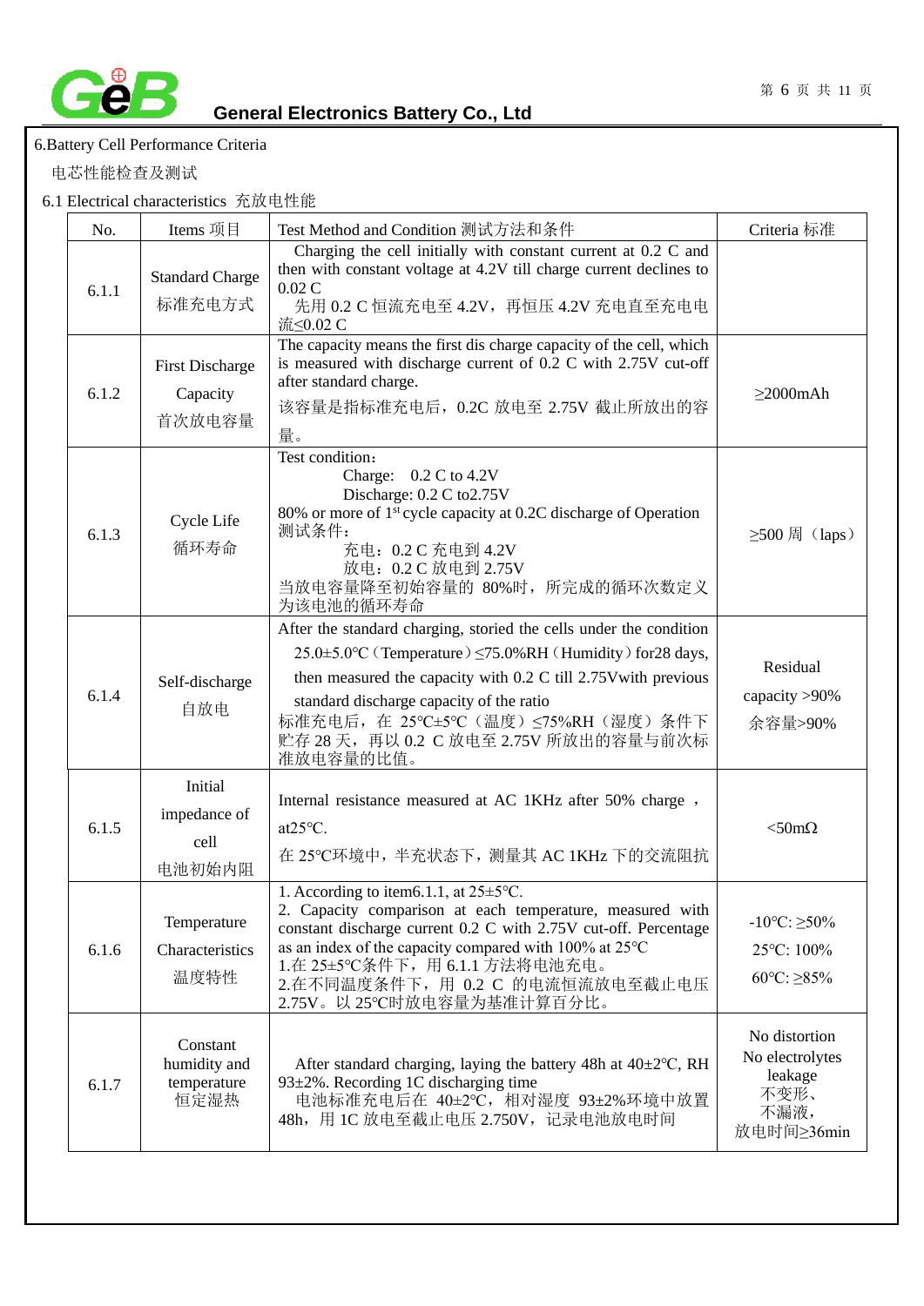6.Battery Cell Performance Criteria

电芯性能检查及测试

6.1 Electrical characteristics 充放电性能

| No. | Items 项目 | Test Method and Condition 测试方法和条件 | Criteria 标准 |
|---|---|---|---|
| 6.1.1 | Standard Charge 标准充电方式 | Charging the cell initially with constant current at 0.2 C and then with constant voltage at 4.2V till charge current declines to 0.02 C<br>先用 0.2 C 恒流充电至 4.2V，再恒压 4.2V 充电直至充电电流≤0.02 C | |
| 6.1.2 | First Discharge Capacity 首次放电容量 | The capacity means the first dis charge capacity of the cell, which is measured with discharge current of 0.2 C with 2.75V cut-off after standard charge.<br>该容量是指标准充电后，0.2C 放电至 2.75V 截止所放出的容量。 | ≥2000mAh |
| 6.1.3 | Cycle Life 循环寿命 | Test condition:<br>Charge: 0.2 C to 4.2V<br>Discharge: 0.2 C to2.75V<br>80% or more of 1st cycle capacity at 0.2C discharge of Operation<br>测试条件：<br>充电：0.2 C 充电到 4.2V<br>放电：0.2 C 放电到 2.75V<br>当放电容量降至初始容量的 80%时，所完成的循环次数定义为该电池的循环寿命 | ≥500 周（laps） |
| 6.1.4 | Self-discharge 自放电 | After the standard charging, storied the cells under the condition 25.0±5.0℃ (Temperature) ≤75.0%RH (Humidity) for28 days, then measured the capacity with 0.2 C till 2.75Vwith previous standard discharge capacity of the ratio<br>标准充电后，在 25℃±5℃（温度）≤75%RH（湿度）条件下贮存 28 天，再以 0.2 C 放电至 2.75V 所放出的容量与前次标准放电容量的比值。 | Residual capacity >90%<br>余容量>90% |
| 6.1.5 | Initial impedance of cell 电池初始内阻 | Internal resistance measured at AC 1KHz after 50% charge，at25℃.<br>在 25℃环境中，半充状态下，测量其 AC 1KHz 下的交流阻抗 | <50mΩ |
| 6.1.6 | Temperature Characteristics 温度特性 | 1. According to item6.1.1, at 25±5℃.<br>2. Capacity comparison at each temperature, measured with constant discharge current 0.2 C with 2.75V cut-off. Percentage as an index of the capacity compared with 100% at 25℃<br>1.在 25±5℃条件下，用 6.1.1 方法将电池充电。<br>2.在不同温度条件下，用 0.2 C 的电流恒流放电至截止电压 2.75V。以 25℃时放电容量为基准计算百分比。 | -10℃: ≥50%<br>25℃: 100%<br>60℃: ≥85% |
| 6.1.7 | Constant humidity and temperature 恒定湿热 | After standard charging, laying the battery 48h at 40±2℃, RH 93±2%. Recording 1C discharging time<br>电池标准充电后在 40±2℃，相对湿度 93±2%环境中放置 48h，用 1C 放电至截止电压 2.750V，记录电池放电时间 | No distortion<br>No electrolytes leakage<br>不变形、<br>不漏液，<br>放电时间≥36min |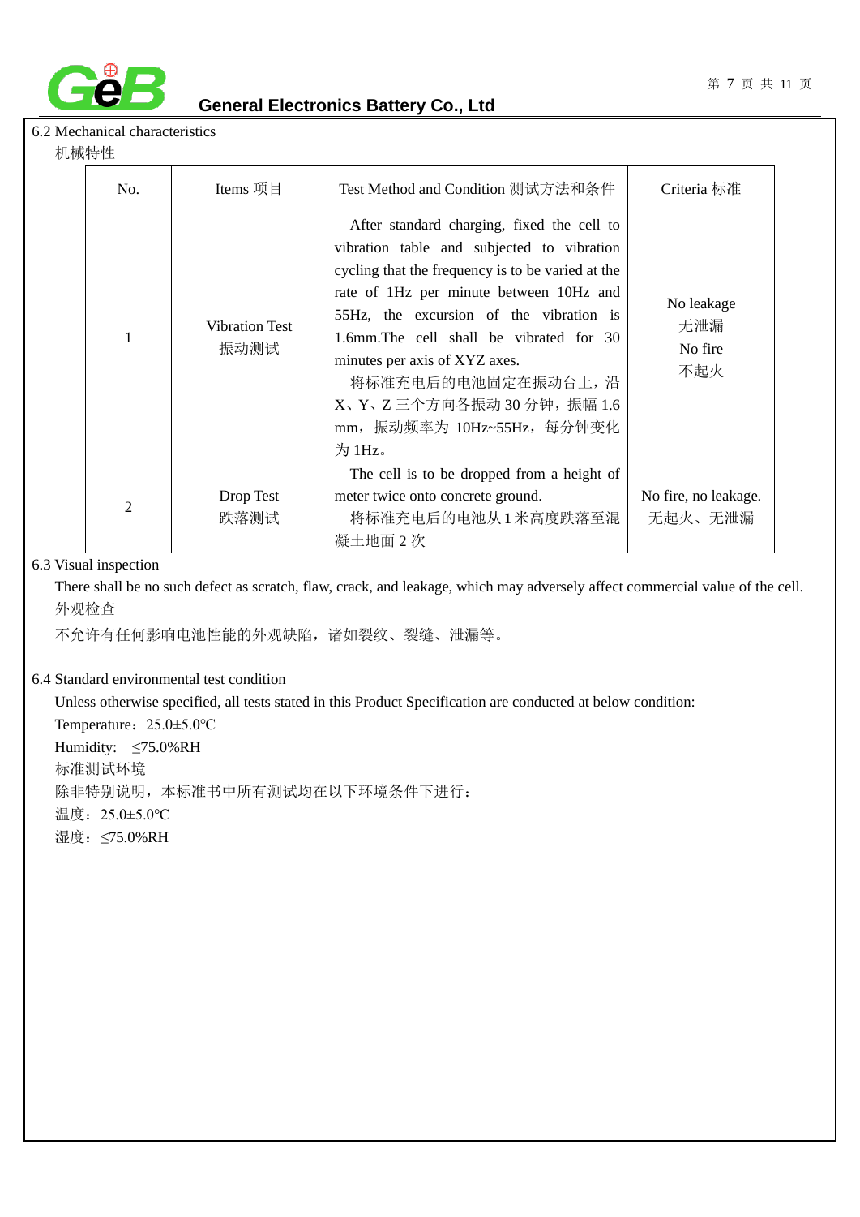## 6.2 Mechanical characteristics

机械特性

| No. | Items 项目 | Test Method and Condition 测试方法和条件 | Criteria 标准 |
| --- | --- | --- | --- |
| 1 | Vibration Test 振动测试 | After standard charging, fixed the cell to vibration table and subjected to vibration cycling that the frequency is to be varied at the rate of 1Hz per minute between 10Hz and 55Hz, the excursion of the vibration is 1.6mm.The cell shall be vibrated for 30 minutes per axis of XYZ axes. 将标准充电后的电池固定在振动台上，沿X、Y、Z 三个方向各振动 30 分钟，振幅 1.6 mm，振动频率为 10Hz~55Hz，每分钟变化为 1Hz。 | No leakage 无泄漏 No fire 不起火 |
| 2 | Drop Test 跌落测试 | The cell is to be dropped from a height of meter twice onto concrete ground. 将标准充电后的电池从 1 米高度跌落至混凝土地面 2 次 | No fire, no leakage. 无起火、无泄漏 |

## 6.3 Visual inspection

There shall be no such defect as scratch, flaw, crack, and leakage, which may adversely affect commercial value of the cell.

外观检查

不允许有任何影响电池性能的外观缺陷，诸如裂纹、裂缝、泄漏等。

## 6.4 Standard environmental test condition

Unless otherwise specified, all tests stated in this Product Specification are conducted at below condition:

Temperature：25.0±5.0℃

Humidity:　≤75.0%RH

标准测试环境

除非特别说明，本标准书中所有测试均在以下环境条件下进行：

温度：25.0±5.0℃

湿度：≤75.0%RH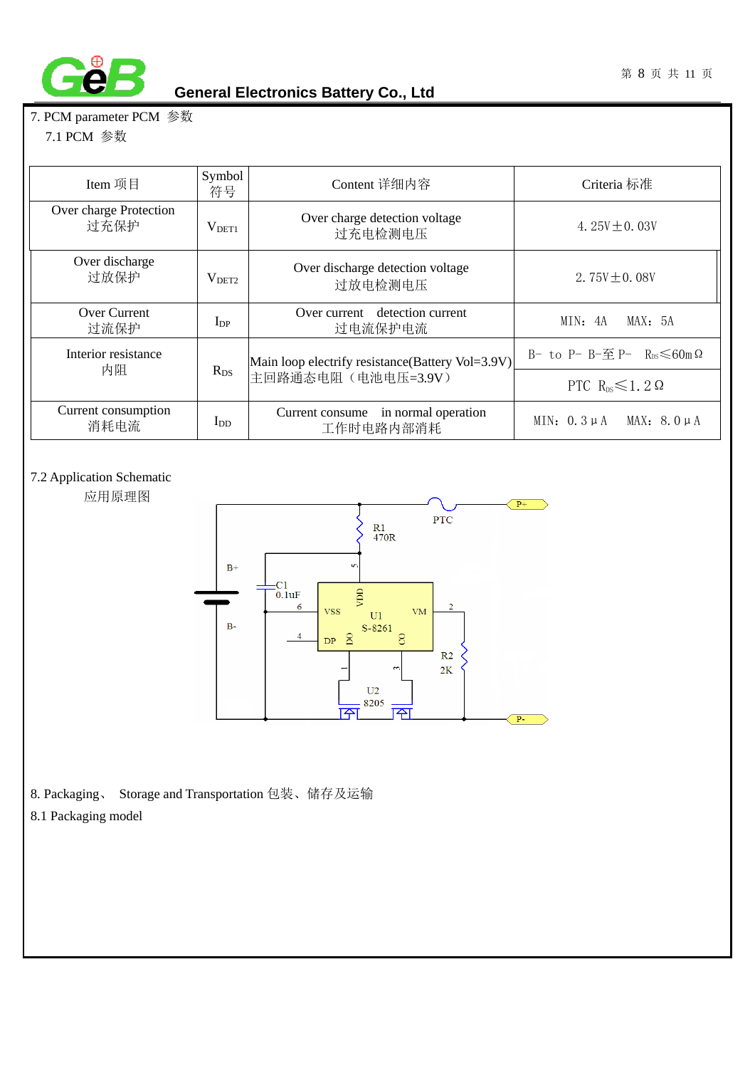## 7. PCM parameter PCM 参数

### 7.1 PCM 参数

| Item 项目 | Symbol 符号 | Content 详细内容 | Criteria 标准 |
|---|---|---|---|
| Over charge Protection 过充保护 | $V_{DET1}$ | Over charge detection voltage 过充电检测电压 | 4. 25V±0. 03V |
| Over discharge 过放保护 | $V_{DET2}$ | Over discharge detection voltage 过放电检测电压 | 2. 75V±0. 08V |
| Over Current 过流保护 | $I_{DP}$ | Over current detection current 过电流保护电流 | MIN：4A MAX：5A |
| Interior resistance 内阻 | $R_{DS}$ | Main loop electrify resistance(Battery Vol=3.9V) 主回路通态电阻（电池电压=3.9V） | B- to P- B-至 P- $R_{DS}$≤60mΩ |
| | | | PTC $R_{DS}$≤1. 2Ω |
| Current consumption 消耗电流 | $I_{DD}$ | Current consume in normal operation 工作时电路内部消耗 | MIN：0. 3μA MAX：8. 0μA |

### 7.2 Application Schematic

应用原理图

PTC
P+
R1
470R
5
B+
C1
0.1uF
6
VDD
VSS
U1
S-8261
VM
2
B-
4
DP
DO
CO
R2
2K
1
3
U2
8205
P-

## 8. Packaging、 Storage and Transportation 包装、储存及运输

### 8.1 Packaging model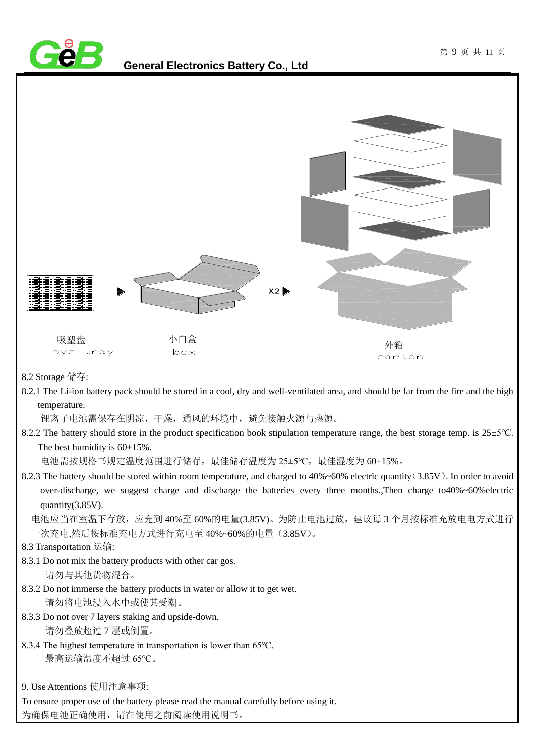吸塑盘
pvc tray

小白盒
box

X2

外箱
carton

8.2 Storage 储存:

8.2.1 The Li-ion battery pack should be stored in a cool, dry and well-ventilated area, and should be far from the fire and the high temperature.

锂离子电池需保存在阴凉，干燥，通风的环境中，避免接触火源与热源。

8.2.2 The battery should store in the product specification book stipulation temperature range, the best storage temp. is 25±5℃. The best humidity is 60±15%.

电池需按规格书规定温度范围进行储存，最佳储存温度为 25±5℃，最佳湿度为 60±15%。

8.2.3 The battery should be stored within room temperature, and charged to 40%~60% electric quantity（3.85V）. In order to avoid over-discharge, we suggest charge and discharge the batteries every three months.,Then charge to40%~60%electric quantity(3.85V).

电池应当在室温下存放，应充到 40%至 60%的电量(3.85V)。为防止电池过放，建议每 3 个月按标准充放电电方式进行一次充电,然后按标准充电方式进行充电至 40%~60%的电量（3.85V）。

8.3 Transportation 运输:

8.3.1 Do not mix the battery products with other car gos.

请勿与其他货物混合。

8.3.2 Do not immerse the battery products in water or allow it to get wet.

请勿将电池浸入水中或使其受潮。

8.3.3 Do not over 7 layers staking and upside-down.

请勿叠放超过 7 层或倒置。

8.3.4 The highest temperature in transportation is lower than 65℃.

最高运输温度不超过 65℃。

9. Use Attentions 使用注意事项:

To ensure proper use of the battery please read the manual carefully before using it.

为确保电池正确使用，请在使用之前阅读使用说明书。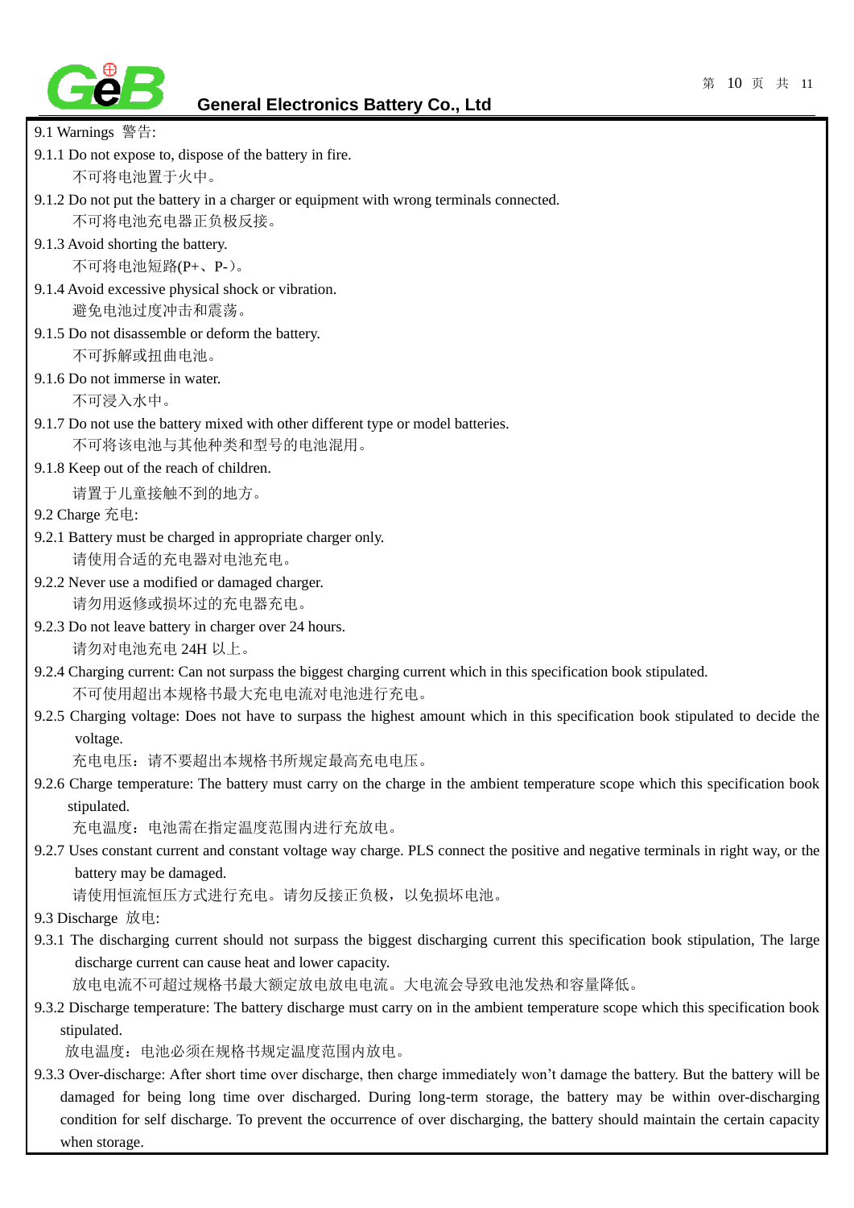9.1 Warnings 警告:

9.1.1 Do not expose to, dispose of the battery in fire.
不可将电池置于火中。

9.1.2 Do not put the battery in a charger or equipment with wrong terminals connected.
不可将电池充电器正负极反接。

9.1.3 Avoid shorting the battery.
不可将电池短路(P+、P-)。

9.1.4 Avoid excessive physical shock or vibration.
避免电池过度冲击和震荡。

9.1.5 Do not disassemble or deform the battery.
不可拆解或扭曲电池。

9.1.6 Do not immerse in water.
不可浸入水中。

9.1.7 Do not use the battery mixed with other different type or model batteries.
不可将该电池与其他种类和型号的电池混用。

9.1.8 Keep out of the reach of children.
请置于儿童接触不到的地方。

9.2 Charge 充电:

9.2.1 Battery must be charged in appropriate charger only.
请使用合适的充电器对电池充电。

9.2.2 Never use a modified or damaged charger.
请勿用返修或损坏过的充电器充电。

9.2.3 Do not leave battery in charger over 24 hours.
请勿对电池充电 24H 以上。

9.2.4 Charging current: Can not surpass the biggest charging current which in this specification book stipulated.
不可使用超出本规格书最大充电电流对电池进行充电。

9.2.5 Charging voltage: Does not have to surpass the highest amount which in this specification book stipulated to decide the voltage.
充电电压：请不要超出本规格书所规定最高充电电压。

9.2.6 Charge temperature: The battery must carry on the charge in the ambient temperature scope which this specification book stipulated.
充电温度：电池需在指定温度范围内进行充放电。

9.2.7 Uses constant current and constant voltage way charge. PLS connect the positive and negative terminals in right way, or the battery may be damaged.
请使用恒流恒压方式进行充电。请勿反接正负极，以免损坏电池。

9.3 Discharge 放电:

9.3.1 The discharging current should not surpass the biggest discharging current this specification book stipulation, The large discharge current can cause heat and lower capacity.
放电电流不可超过规格书最大额定放电放电电流。大电流会导致电池发热和容量降低。

9.3.2 Discharge temperature: The battery discharge must carry on in the ambient temperature scope which this specification book stipulated.
放电温度：电池必须在规格书规定温度范围内放电。

9.3.3 Over-discharge: After short time over discharge, then charge immediately won't damage the battery. But the battery will be damaged for being long time over discharged. During long-term storage, the battery may be within over-discharging condition for self discharge. To prevent the occurrence of over discharging, the battery should maintain the certain capacity when storage.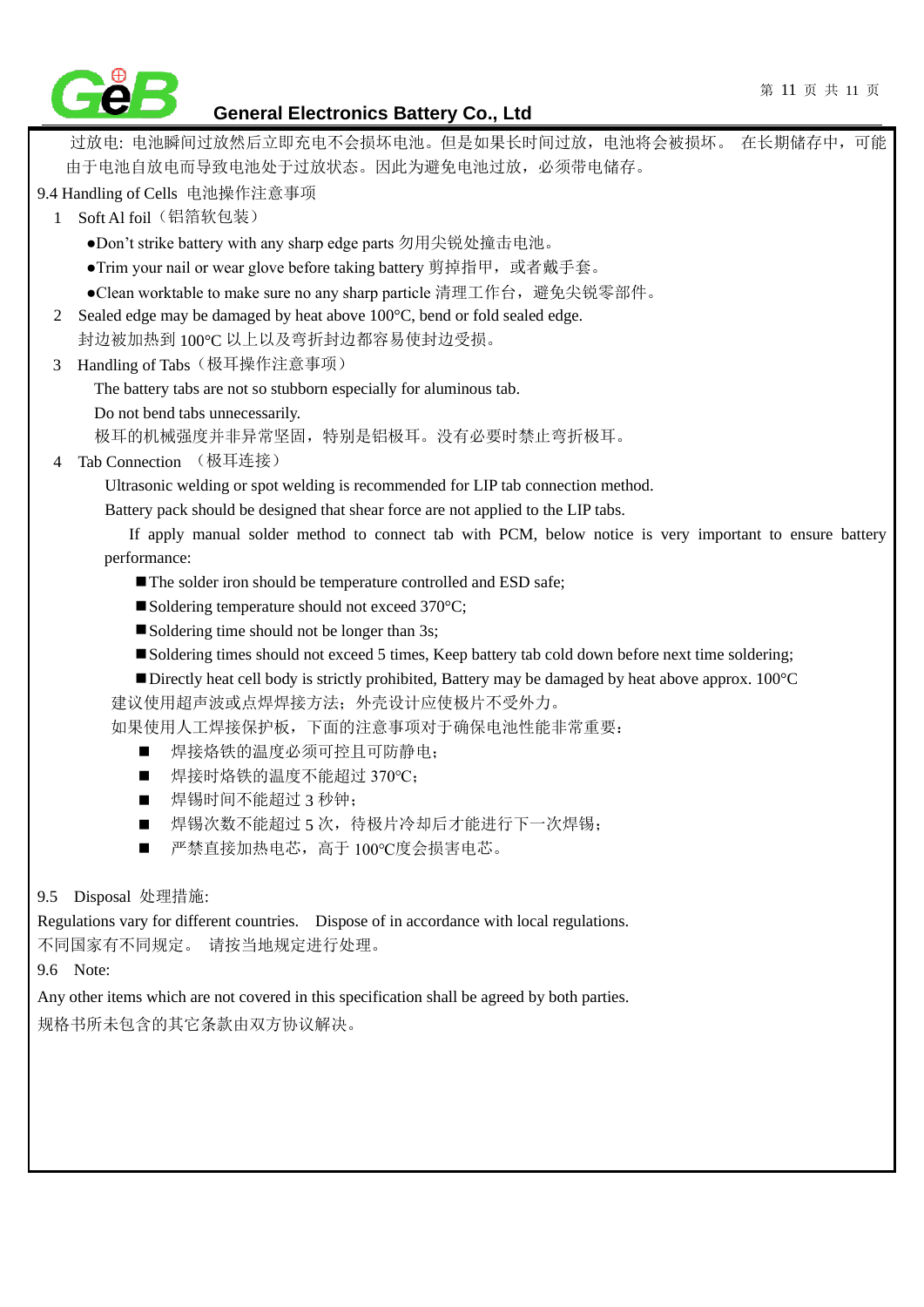过放电: 电池瞬间过放然后立即充电不会损坏电池。但是如果长时间过放，电池将会被损坏。 在长期储存中，可能由于电池自放电而导致电池处于过放状态。因此为避免电池过放，必须带电储存。

9.4 Handling of Cells 电池操作注意事项

1 Soft Al foil（铝箔软包装）

- Don’t strike battery with any sharp edge parts 勿用尖锐处撞击电池。
- Trim your nail or wear glove before taking battery 剪掉指甲，或者戴手套。
- Clean worktable to make sure no any sharp particle 清理工作台，避免尖锐零部件。

2 Sealed edge may be damaged by heat above 100°C, bend or fold sealed edge.
封边被加热到 100°C 以上以及弯折封边都容易使封边受损。

3 Handling of Tabs（极耳操作注意事项）

The battery tabs are not so stubborn especially for aluminous tab.
Do not bend tabs unnecessarily.
极耳的机械强度并非异常坚固，特别是铝极耳。没有必要时禁止弯折极耳。

4 Tab Connection （极耳连接）

Ultrasonic welding or spot welding is recommended for LIP tab connection method.
Battery pack should be designed that shear force are not applied to the LIP tabs.

If apply manual solder method to connect tab with PCM, below notice is very important to ensure battery performance:

- ■The solder iron should be temperature controlled and ESD safe;
- ■Soldering temperature should not exceed 370°C;
- ■Soldering time should not be longer than 3s;
- ■Soldering times should not exceed 5 times, Keep battery tab cold down before next time soldering;
- ■Directly heat cell body is strictly prohibited, Battery may be damaged by heat above approx. 100°C

建议使用超声波或点焊焊接方法；外壳设计应使极片不受外力。
如果使用人工焊接保护板，下面的注意事项对于确保电池性能非常重要：

- ■ 焊接烙铁的温度必须可控且可防静电；
- ■ 焊接时烙铁的温度不能超过 370℃；
- ■ 焊锡时间不能超过 3 秒钟；
- ■ 焊锡次数不能超过 5 次，待极片冷却后才能进行下一次焊锡；
- ■ 严禁直接加热电芯，高于 100℃度会损害电芯。

9.5 Disposal 处理措施:

Regulations vary for different countries. Dispose of in accordance with local regulations.
不同国家有不同规定。 请按当地规定进行处理。

9.6 Note:

Any other items which are not covered in this specification shall be agreed by both parties.
规格书所未包含的其它条款由双方协议解决。